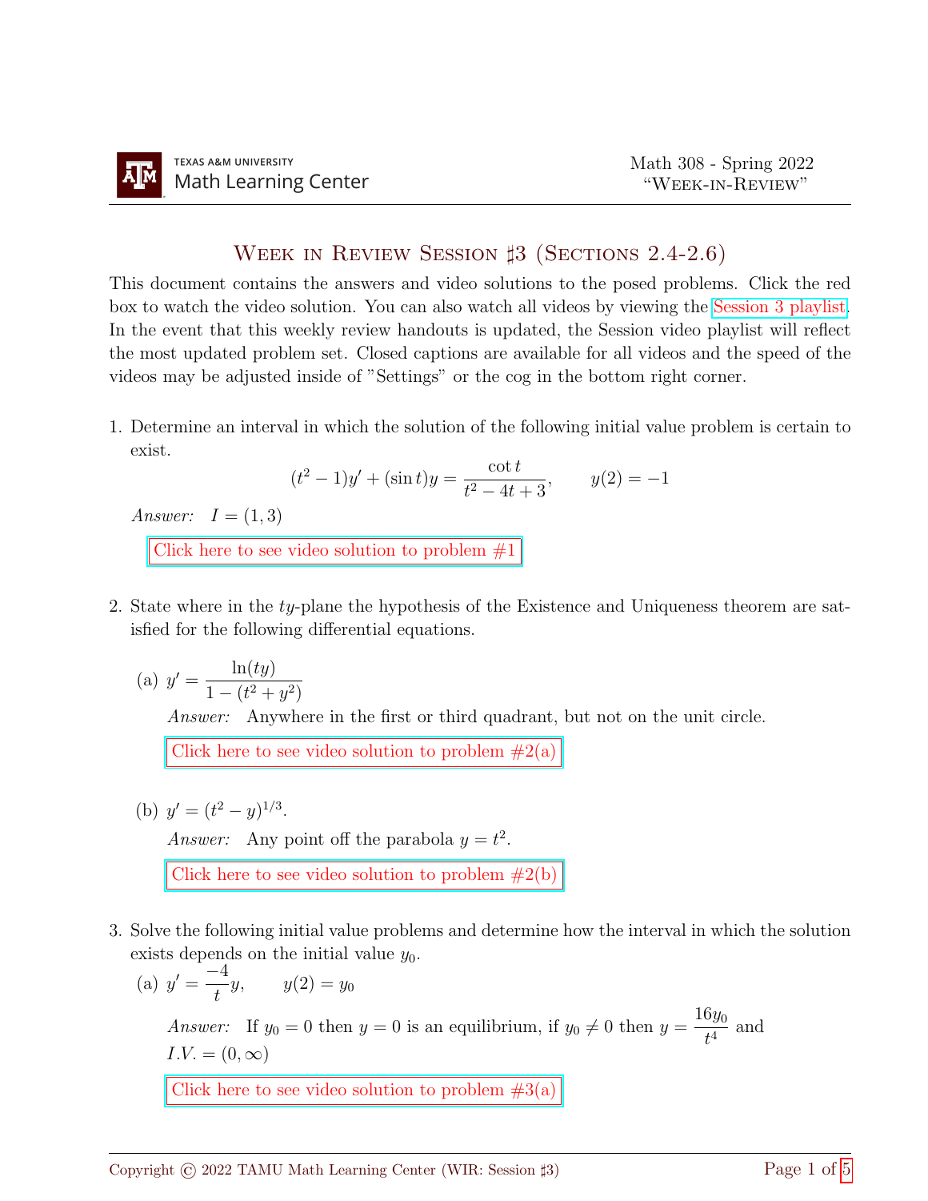# Week in Review Session ♯3 (Sections 2.4-2.6)

This document contains the answers and video solutions to the posed problems. Click the red box to watch the video solution. You can also watch all videos by viewing the Session 3 playlist. In the event that this weekly review handouts is updated, the Session video playlist will reflect the most updated problem set. Closed captions are available for all videos and the speed of the videos may be adjusted inside of "Settings" or the cog in the bottom right corner.

1. Determine an interval in which the solution of the following initial value problem is certain to exist.
$$(t^2-1)y' + (\sin t)y = \frac{\cot t}{t^2-4t+3}, \qquad y(2) = -1$$
*Answer:* $I = (1, 3)$

   Click here to see video solution to problem #1

2. State where in the $ty$-plane the hypothesis of the Existence and Uniqueness theorem are satisfied for the following differential equations.

   (a) $y' = \dfrac{\ln(ty)}{1-(t^2+y^2)}$

   *Answer:* Anywhere in the first or third quadrant, but not on the unit circle.

   Click here to see video solution to problem #2(a)

   (b) $y' = (t^2 - y)^{1/3}$.

   *Answer:* Any point off the parabola $y = t^2$.

   Click here to see video solution to problem #2(b)

3. Solve the following initial value problems and determine how the interval in which the solution exists depends on the initial value $y_0$.

   (a) $y' = \dfrac{-4}{t}y, \qquad y(2) = y_0$

   *Answer:* If $y_0 = 0$ then $y = 0$ is an equilibrium, if $y_0 \neq 0$ then $y = \dfrac{16y_0}{t^4}$ and $I.V. = (0, \infty)$

   Click here to see video solution to problem #3(a)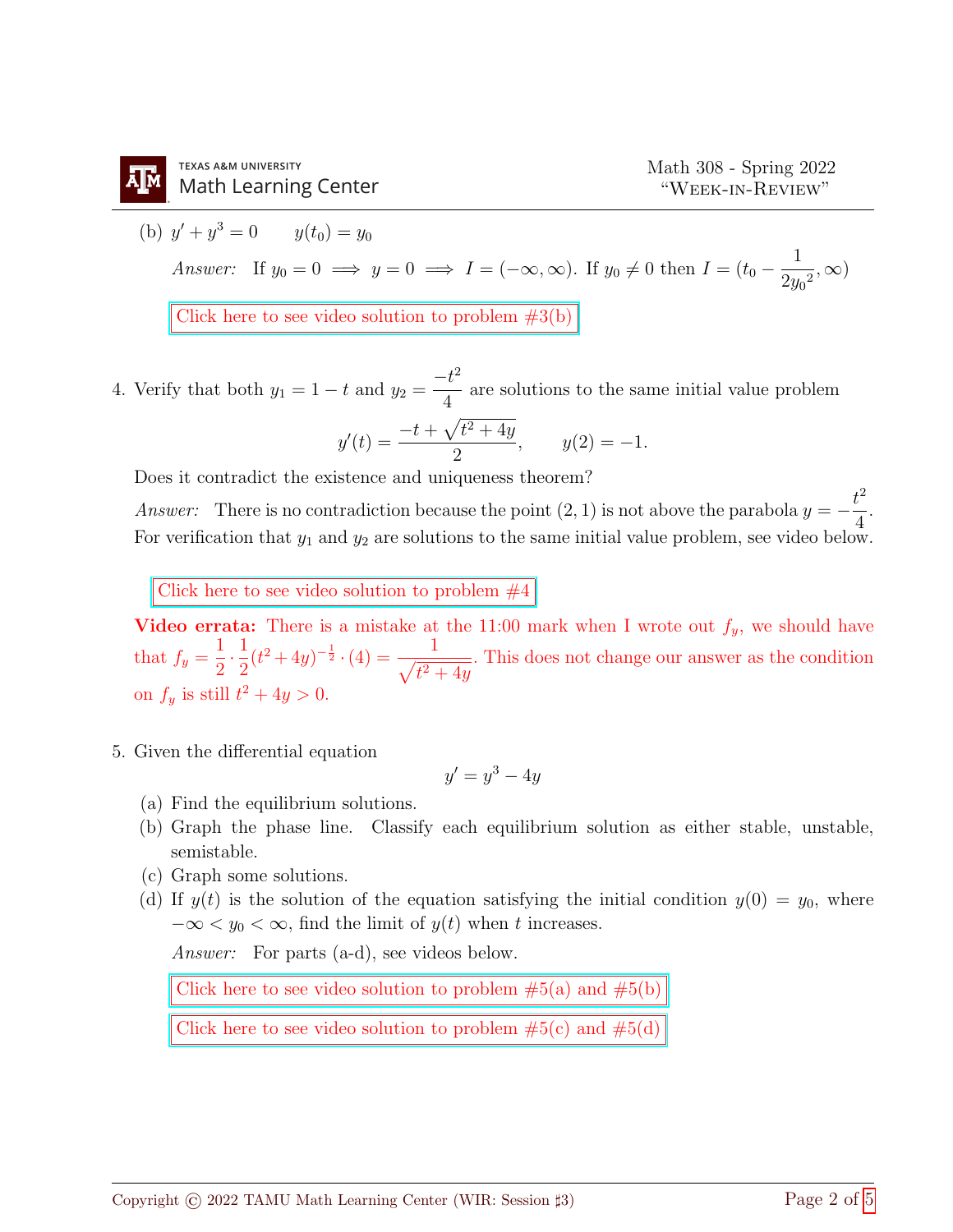(b) $y' + y^3 = 0 \qquad y(t_0) = y_0$

*Answer:* If $y_0 = 0 \implies y = 0 \implies I = (-\infty, \infty)$. If $y_0 \neq 0$ then $I = (t_0 - \dfrac{1}{2{y_0}^2}, \infty)$

Click here to see video solution to problem #3(b)

4. Verify that both $y_1 = 1 - t$ and $y_2 = \dfrac{-t^2}{4}$ are solutions to the same initial value problem

$$y'(t) = \frac{-t + \sqrt{t^2 + 4y}}{2}, \qquad y(2) = -1.$$

Does it contradict the existence and uniqueness theorem?

*Answer:* There is no contradiction because the point $(2, 1)$ is not above the parabola $y = -\dfrac{t^2}{4}$. For verification that $y_1$ and $y_2$ are solutions to the same initial value problem, see video below.

Click here to see video solution to problem #4

**Video errata:** There is a mistake at the 11:00 mark when I wrote out $f_y$, we should have that $f_y = \dfrac{1}{2} \cdot \dfrac{1}{2}(t^2 + 4y)^{-\frac{1}{2}} \cdot (4) = \dfrac{1}{\sqrt{t^2 + 4y}}$. This does not change our answer as the condition on $f_y$ is still $t^2 + 4y > 0$.

5. Given the differential equation

$$y' = y^3 - 4y$$

(a) Find the equilibrium solutions.

(b) Graph the phase line. Classify each equilibrium solution as either stable, unstable, semistable.

(c) Graph some solutions.

(d) If $y(t)$ is the solution of the equation satisfying the initial condition $y(0) = y_0$, where $-\infty < y_0 < \infty$, find the limit of $y(t)$ when $t$ increases.

*Answer:* For parts (a-d), see videos below.

Click here to see video solution to problem #5(a) and #5(b)

Click here to see video solution to problem #5(c) and #5(d)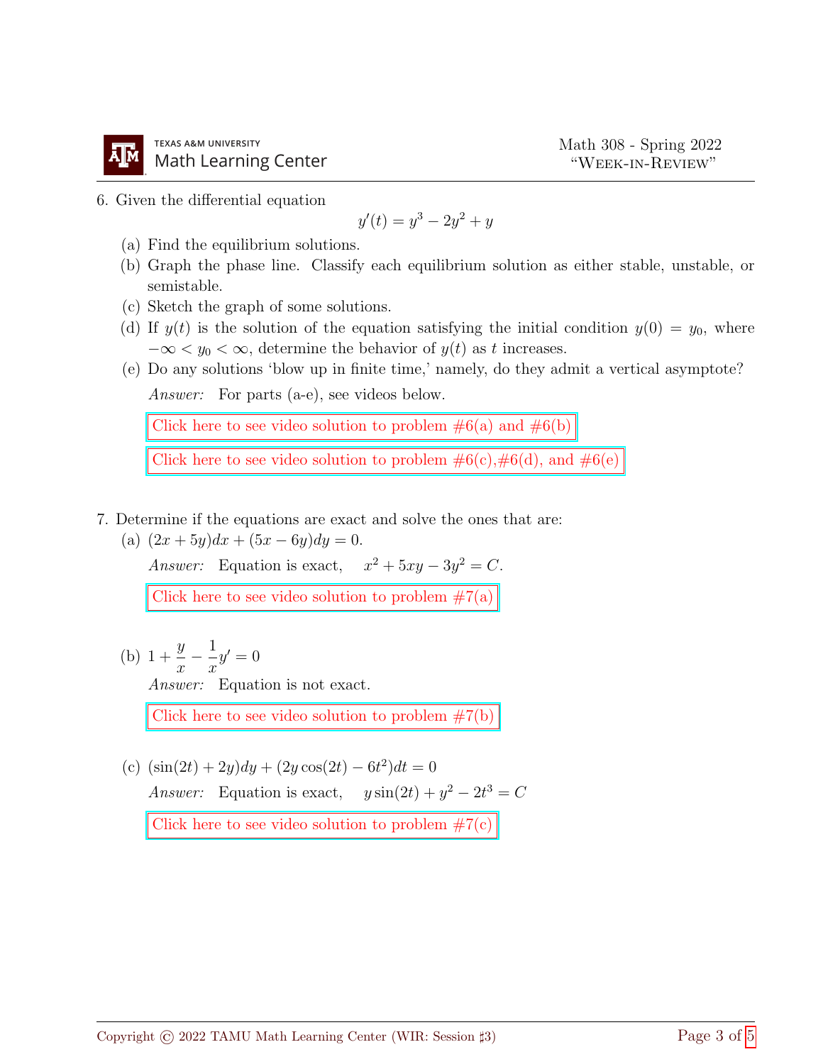6. Given the differential equation

$$y'(t) = y^3 - 2y^2 + y$$

   (a) Find the equilibrium solutions.

   (b) Graph the phase line. Classify each equilibrium solution as either stable, unstable, or semistable.

   (c) Sketch the graph of some solutions.

   (d) If $y(t)$ is the solution of the equation satisfying the initial condition $y(0) = y_0$, where $-\infty < y_0 < \infty$, determine the behavior of $y(t)$ as $t$ increases.

   (e) Do any solutions 'blow up in finite time,' namely, do they admit a vertical asymptote?

   *Answer:* For parts (a-e), see videos below.

   Click here to see video solution to problem #6(a) and #6(b)

   Click here to see video solution to problem #6(c),#6(d), and #6(e)

7. Determine if the equations are exact and solve the ones that are:

   (a) $(2x + 5y)dx + (5x - 6y)dy = 0.$

   *Answer:* Equation is exact, $x^2 + 5xy - 3y^2 = C.$

   Click here to see video solution to problem #7(a)

   (b) $1 + \dfrac{y}{x} - \dfrac{1}{x}y' = 0$

   *Answer:* Equation is not exact.

   Click here to see video solution to problem #7(b)

   (c) $(\sin(2t) + 2y)dy + (2y\cos(2t) - 6t^2)dt = 0$

   *Answer:* Equation is exact, $y\sin(2t) + y^2 - 2t^3 = C$

   Click here to see video solution to problem #7(c)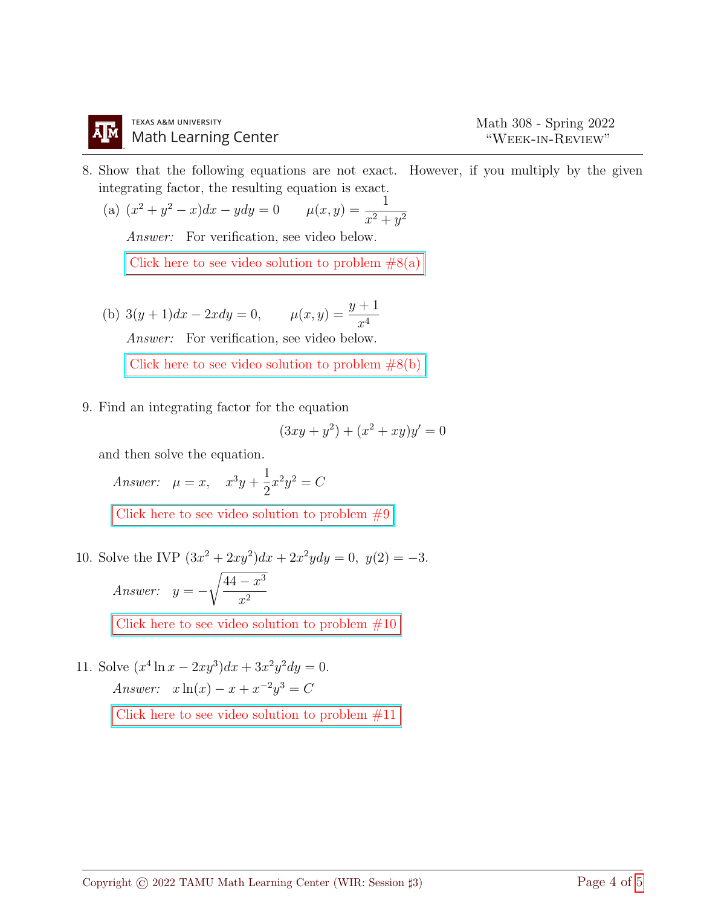8. Show that the following equations are not exact. However, if you multiply by the given integrating factor, the resulting equation is exact.

   (a) $(x^2 + y^2 - x)dx - ydy = 0 \qquad \mu(x, y) = \dfrac{1}{x^2 + y^2}$

   *Answer:* For verification, see video below.

   Click here to see video solution to problem #8(a)

   (b) $3(y + 1)dx - 2xdy = 0, \qquad \mu(x, y) = \dfrac{y + 1}{x^4}$

   *Answer:* For verification, see video below.

   Click here to see video solution to problem #8(b)

9. Find an integrating factor for the equation

$$(3xy + y^2) + (x^2 + xy)y' = 0$$

   and then solve the equation.

   *Answer:* $\mu = x, \quad x^3y + \dfrac{1}{2}x^2y^2 = C$

   Click here to see video solution to problem #9

10. Solve the IVP $(3x^2 + 2xy^2)dx + 2x^2ydy = 0,\ y(2) = -3$.

    *Answer:* $y = -\sqrt{\dfrac{44 - x^3}{x^2}}$

    Click here to see video solution to problem #10

11. Solve $(x^4 \ln x - 2xy^3)dx + 3x^2y^2dy = 0$.

    *Answer:* $x\ln(x) - x + x^{-2}y^3 = C$

    Click here to see video solution to problem #11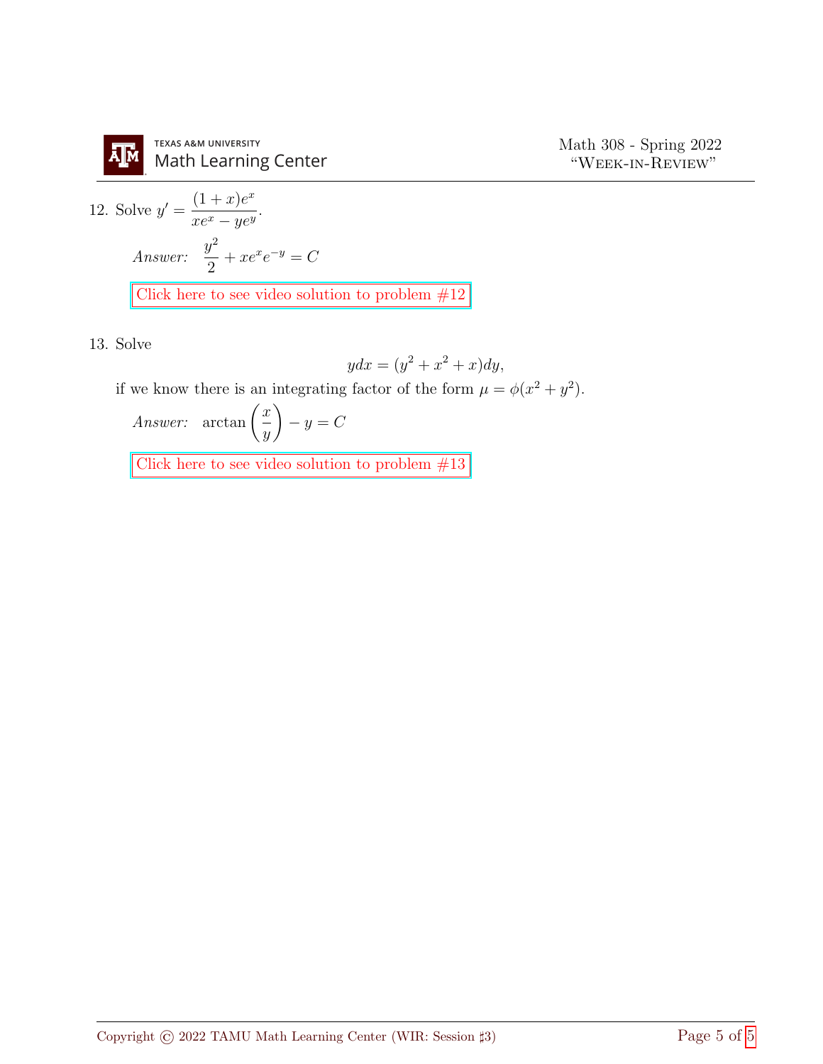12. Solve $y' = \dfrac{(1+x)e^x}{xe^x - ye^y}$.

    *Answer:* $\dfrac{y^2}{2} + xe^x e^{-y} = C$

    Click here to see video solution to problem #12

13. Solve

$$ydx = (y^2 + x^2 + x)dy,$$

    if we know there is an integrating factor of the form $\mu = \phi(x^2 + y^2)$.

    *Answer:* $\arctan\left(\dfrac{x}{y}\right) - y = C$

    Click here to see video solution to problem #13